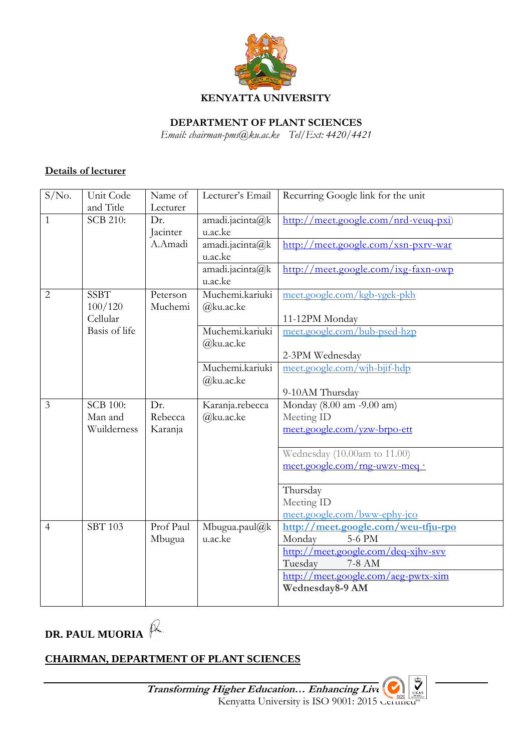**KENYATTA UNIVERSITY**

**DEPARTMENT OF PLANT SCIENCES**

*Email: chairman-pms@ku.ac.ke Tel/Ext: 4420/4421*

**Details of lecturer**

| S/No. | Unit Code and Title | Name of Lecturer | Lecturer's Email | Recurring Google link for the unit |
|---|---|---|---|---|
| 1 | SCB 210: | Dr. Jacinter A.Amadi | amadi.jacinta@ku.ac.ke | http://meet.google.com/nrd-veuq-pxi) |
| | | | amadi.jacinta@ku.ac.ke | http://meet.google.com/xsn-pxrv-war |
| | | | amadi.jacinta@ku.ac.ke | http://meet.google.com/ixg-faxn-owp |
| 2 | SSBT 100/120 Cellular Basis of life | Peterson Muchemi | Muchemi.kariuki@ku.ac.ke | meet.google.com/kgb-ygek-pkh<br>11-12PM Monday |
| | | | Muchemi.kariuki@ku.ac.ke | meet.google.com/bub-psed-hzp<br>2-3PM Wednesday |
| | | | Muchemi.kariuki@ku.ac.ke | meet.google.com/wjh-bjif-hdp<br>9-10AM Thursday |
| 3 | SCB 100: Man and Wuilderness | Dr. Rebecca Karanja | Karanja.rebecca@ku.ac.ke | Monday (8.00 am -9.00 am)<br>Meeting ID<br>meet.google.com/yzw-brpo-ett |
| | | | | Wednesday (10.00am to 11.00)<br>meet.google.com/rng-uwzv-meq · |
| | | | | Thursday<br>Meeting ID<br>meet.google.com/bww-ephy-jco |
| 4 | SBT 103 | Prof Paul Mbugua | Mbugua.paul@ku.ac.ke | **http://meet.google.com/weu-tfju-rpo**<br>Monday 5-6 PM |
| | | | | http://meet.google.com/deq-xjhv-svv<br>Tuesday 7-8 AM |
| | | | | http://meet.google.com/aeg-pwtx-xim<br>**Wednesday8-9 AM** |

**DR. PAUL MUORIA**

**CHAIRMAN, DEPARTMENT OF PLANT SCIENCES**

***Transforming Higher Education… Enhancing Lives***
Kenyatta University is ISO 9001: 2015 Certified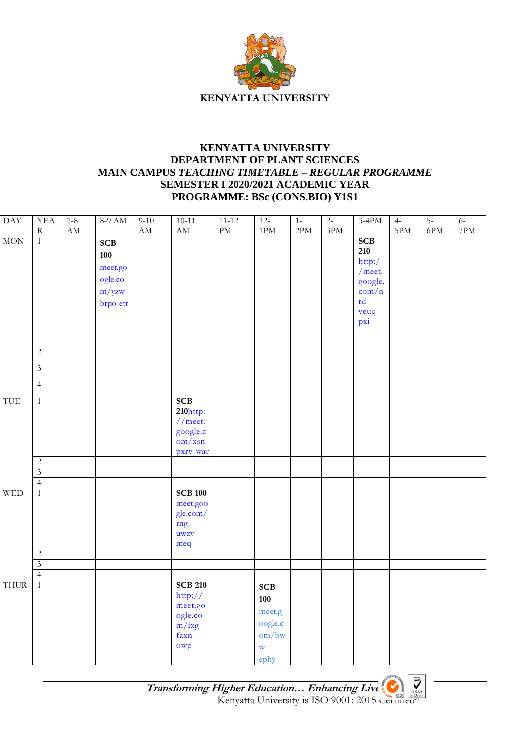**KENYATTA UNIVERSITY**

# KENYATTA UNIVERSITY
## DEPARTMENT OF PLANT SCIENCES
## MAIN CAMPUS *TEACHING TIMETABLE – REGULAR PROGRAMME*
## SEMESTER I 2020/2021 ACADEMIC YEAR
## PROGRAMME: BSc (CONS.BIO) Y1S1

| DAY | YEAR | 7-8 AM | 8-9 AM | 9-10 AM | 10-11 AM | 11-12 PM | 12-1PM | 1-2PM | 2-3PM | 3-4PM | 4-5PM | 5-6PM | 6-7PM |
|---|---|---|---|---|---|---|---|---|---|---|---|---|---|
| MON | 1 | | **SCB 100** meet.google.com/yzw-brpo-ett | | | | | | | **SCB 210** http://meet.google.com/nrd-veuq-pxi | | | |
| | 2 | | | | | | | | | | | | |
| | 3 | | | | | | | | | | | | |
| | 4 | | | | | | | | | | | | |
| TUE | 1 | | | | **SCB 210**http://meet.google.com/xsn-pxrv-war | | | | | | | | |
| | 2 | | | | | | | | | | | | |
| | 3 | | | | | | | | | | | | |
| | 4 | | | | | | | | | | | | |
| WED | 1 | | | | **SCB 100** meet.google.com/rng-uwzv-meq | | | | | | | | |
| | 2 | | | | | | | | | | | | |
| | 3 | | | | | | | | | | | | |
| | 4 | | | | | | | | | | | | |
| THUR | 1 | | | | **SCB 210** http://meet.google.com/ixg-faxn-owp | | **SCB 100** meet.google.com/bww-ephy- | | | | | | |

*Transforming Higher Education… Enhancing Lives*
Kenyatta University is ISO 9001: 2015 Certified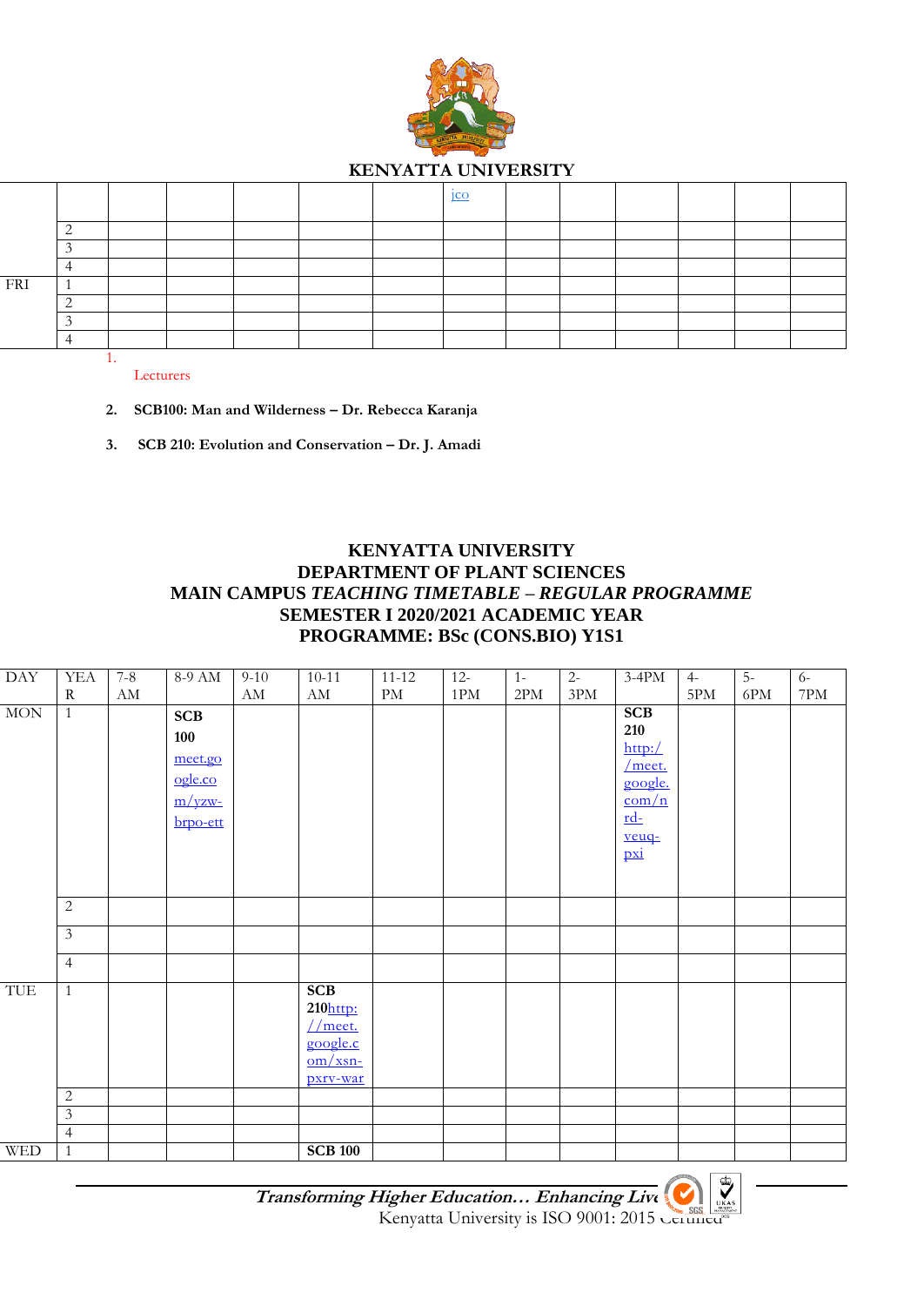## KENYATTA UNIVERSITY

| | | | | | | | | | | | | | |
|---|---|---|---|---|---|---|---|---|---|---|---|---|---|
| | | | | | | | jco | | | | | | |
| | 2 | | | | | | | | | | | | |
| | 3 | | | | | | | | | | | | |
| | 4 | | | | | | | | | | | | |
| FRI | 1 | | | | | | | | | | | | |
| | 2 | | | | | | | | | | | | |
| | 3 | | | | | | | | | | | | |
| | 4 | | | | | | | | | | | | |

1. Lecturers
2. **SCB100: Man and Wilderness – Dr. Rebecca Karanja**
3. **SCB 210: Evolution and Conservation – Dr. J. Amadi**

## KENYATTA UNIVERSITY
## DEPARTMENT OF PLANT SCIENCES
## MAIN CAMPUS *TEACHING TIMETABLE – REGULAR PROGRAMME*
## SEMESTER I 2020/2021 ACADEMIC YEAR
## PROGRAMME: BSc (CONS.BIO) Y1S1

| DAY | YEAR | 7-8 AM | 8-9 AM | 9-10 AM | 10-11 AM | 11-12 PM | 12-1PM | 1-2PM | 2-3PM | 3-4PM | 4-5PM | 5-6PM | 6-7PM |
|---|---|---|---|---|---|---|---|---|---|---|---|---|---|
| MON | 1 | | **SCB 100** meet.google.com/yzw-brpo-ett | | | | | | | **SCB 210** http://meet.google.com/nrd-veuq-pxi | | | |
| | 2 | | | | | | | | | | | | |
| | 3 | | | | | | | | | | | | |
| | 4 | | | | | | | | | | | | |
| TUE | 1 | | | | **SCB 210**http://meet.google.com/xsn-pxrv-war | | | | | | | | |
| | 2 | | | | | | | | | | | | |
| | 3 | | | | | | | | | | | | |
| | 4 | | | | | | | | | | | | |
| WED | 1 | | | | **SCB 100** | | | | | | | | |

***Transforming Higher Education… Enhancing Lives***
Kenyatta University is ISO 9001: 2015 Certified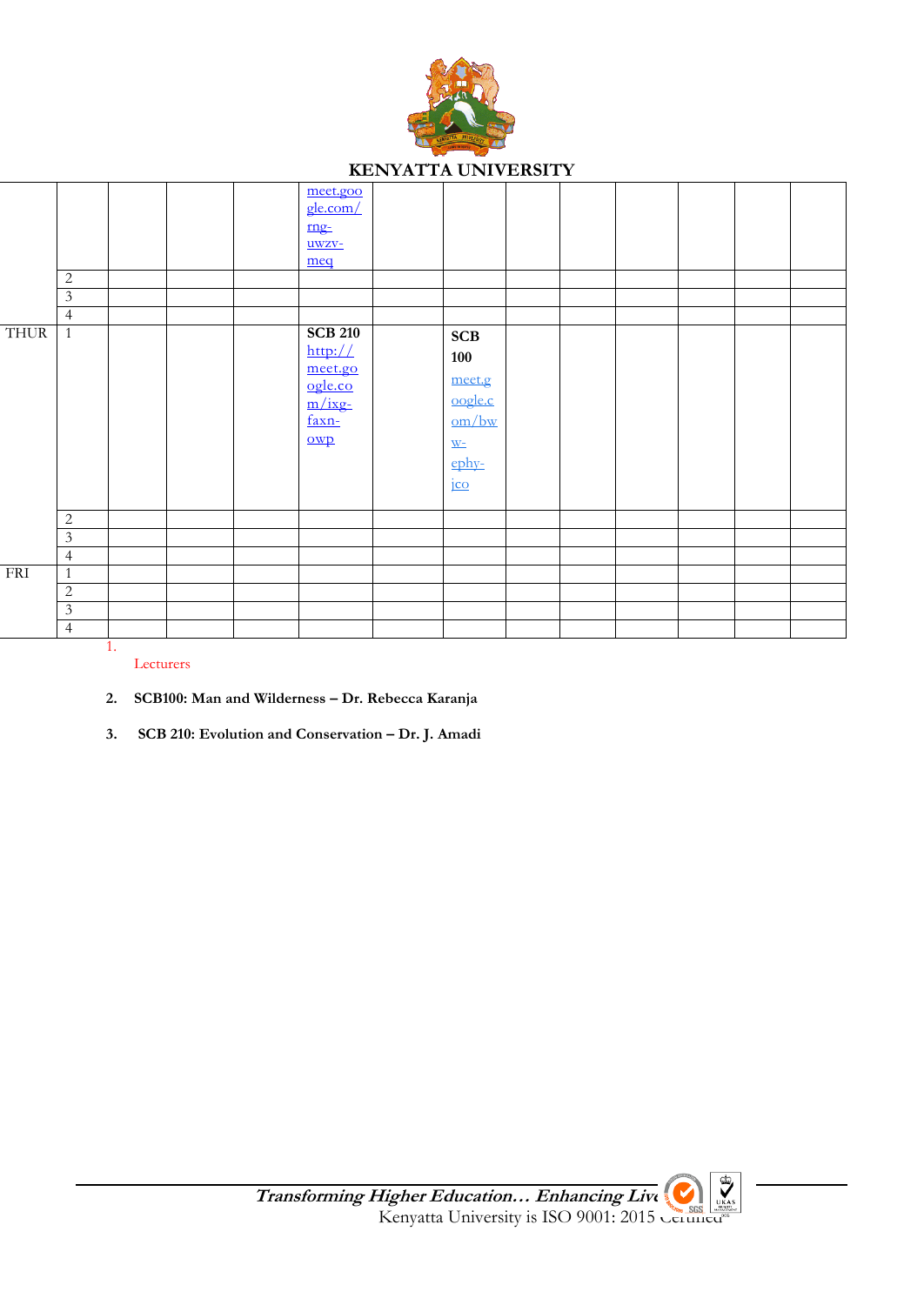# KENYATTA UNIVERSITY

| | | | | | | | | | | | | | |
|---|---|---|---|---|---|---|---|---|---|---|---|---|---|
| | | | | | meet.google.com/rng-uwzv-meq | | | | | | | | |
| | 2 | | | | | | | | | | | | |
| | 3 | | | | | | | | | | | | |
| | 4 | | | | | | | | | | | | |
| THUR | 1 | | | | **SCB 210** http://meet.google.com/ixg-faxn-owp | | **SCB 100** meet.google.com/bww-ephy-jco | | | | | | |
| | 2 | | | | | | | | | | | | |
| | 3 | | | | | | | | | | | | |
| | 4 | | | | | | | | | | | | |
| FRI | 1 | | | | | | | | | | | | |
| | 2 | | | | | | | | | | | | |
| | 3 | | | | | | | | | | | | |
| | 4 | | | | | | | | | | | | |

1. Lecturers
2. **SCB100: Man and Wilderness – Dr. Rebecca Karanja**
3. **SCB 210: Evolution and Conservation – Dr. J. Amadi**